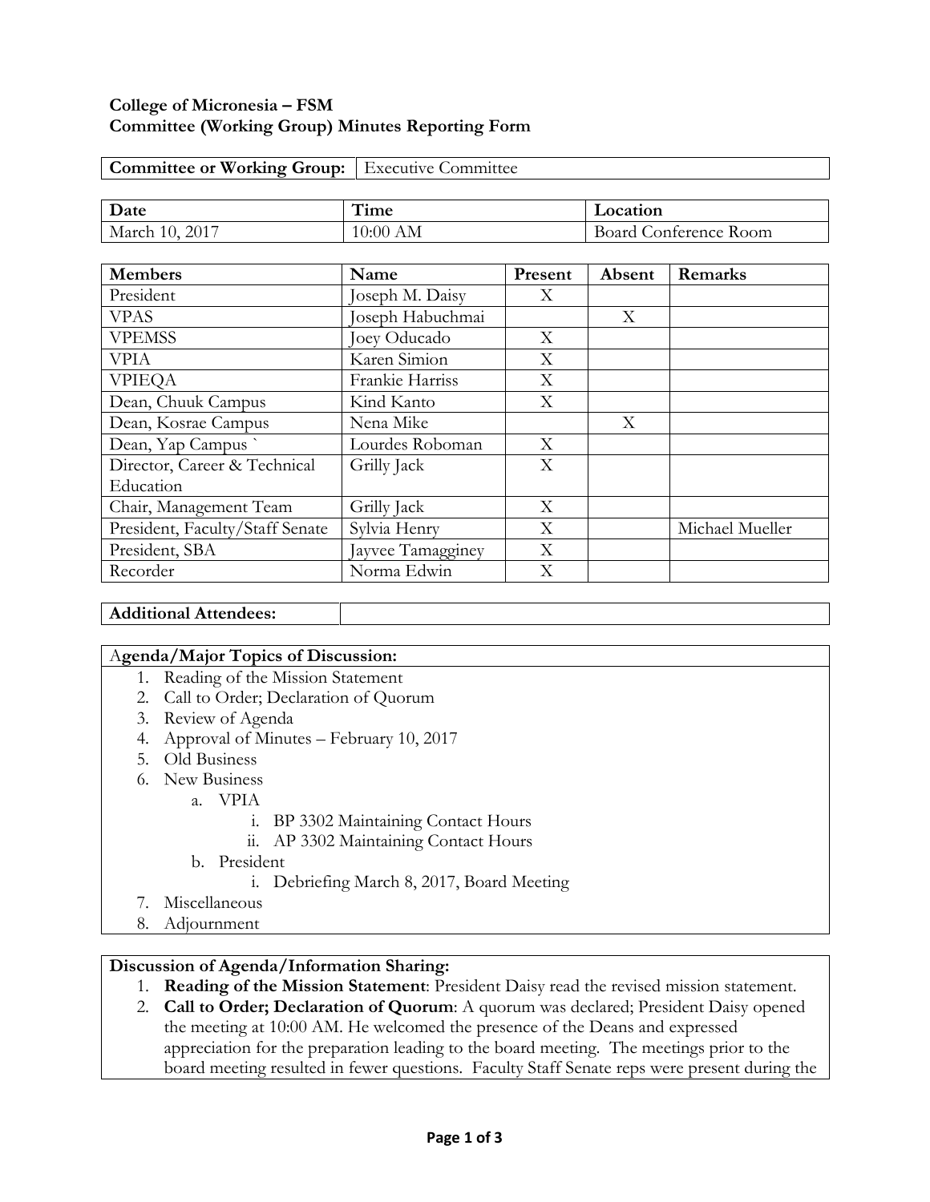**College of Micronesia – FSM**
**Committee (Working Group) Minutes Reporting Form**

| **Committee or Working Group:** | Executive Committee |
|---|---|

| **Date** | **Time** | **Location** |
|---|---|---|
| March 10, 2017 | 10:00 AM | Board Conference Room |

| **Members** | **Name** | **Present** | **Absent** | **Remarks** |
|---|---|---|---|---|
| President | Joseph M. Daisy | X | | |
| VPAS | Joseph Habuchmai | | X | |
| VPEMSS | Joey Oducado | X | | |
| VPIA | Karen Simion | X | | |
| VPIEQA | Frankie Harriss | X | | |
| Dean, Chuuk Campus | Kind Kanto | X | | |
| Dean, Kosrae Campus | Nena Mike | | X | |
| Dean, Yap Campus ` | Lourdes Roboman | X | | |
| Director, Career & Technical Education | Grilly Jack | X | | |
| Chair, Management Team | Grilly Jack | X | | |
| President, Faculty/Staff Senate | Sylvia Henry | X | | Michael Mueller |
| President, SBA | Jayvee Tamagginey | X | | |
| Recorder | Norma Edwin | X | | |

| **Additional Attendees:** | |
|---|---|

**Agenda/Major Topics of Discussion:**

1. Reading of the Mission Statement
2. Call to Order; Declaration of Quorum
3. Review of Agenda
4. Approval of Minutes – February 10, 2017
5. Old Business
6. New Business
   a. VPIA
      i. BP 3302 Maintaining Contact Hours
      ii. AP 3302 Maintaining Contact Hours
   b. President
      i. Debriefing March 8, 2017, Board Meeting
7. Miscellaneous
8. Adjournment

**Discussion of Agenda/Information Sharing:**

1. **Reading of the Mission Statement**: President Daisy read the revised mission statement.
2. **Call to Order; Declaration of Quorum**: A quorum was declared; President Daisy opened the meeting at 10:00 AM. He welcomed the presence of the Deans and expressed appreciation for the preparation leading to the board meeting. The meetings prior to the board meeting resulted in fewer questions. Faculty Staff Senate reps were present during the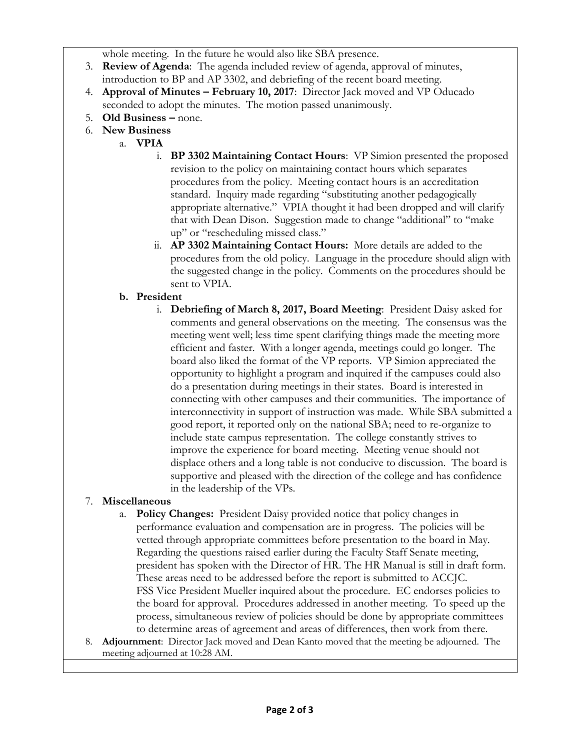whole meeting. In the future he would also like SBA presence.

3. **Review of Agenda**: The agenda included review of agenda, approval of minutes, introduction to BP and AP 3302, and debriefing of the recent board meeting.
4. **Approval of Minutes – February 10, 2017**: Director Jack moved and VP Oducado seconded to adopt the minutes. The motion passed unanimously.
5. **Old Business –** none.
6. **New Business**
   a. **VPIA**
      i. **BP 3302 Maintaining Contact Hours**: VP Simion presented the proposed revision to the policy on maintaining contact hours which separates procedures from the policy. Meeting contact hours is an accreditation standard. Inquiry made regarding "substituting another pedagogically appropriate alternative." VPIA thought it had been dropped and will clarify that with Dean Dison. Suggestion made to change "additional" to "make up" or "rescheduling missed class."
      ii. **AP 3302 Maintaining Contact Hours:** More details are added to the procedures from the old policy. Language in the procedure should align with the suggested change in the policy. Comments on the procedures should be sent to VPIA.

   **b. President**
      i. **Debriefing of March 8, 2017, Board Meeting**: President Daisy asked for comments and general observations on the meeting. The consensus was the meeting went well; less time spent clarifying things made the meeting more efficient and faster. With a longer agenda, meetings could go longer. The board also liked the format of the VP reports. VP Simion appreciated the opportunity to highlight a program and inquired if the campuses could also do a presentation during meetings in their states. Board is interested in connecting with other campuses and their communities. The importance of interconnectivity in support of instruction was made. While SBA submitted a good report, it reported only on the national SBA; need to re-organize to include state campus representation. The college constantly strives to improve the experience for board meeting. Meeting venue should not displace others and a long table is not conducive to discussion. The board is supportive and pleased with the direction of the college and has confidence in the leadership of the VPs.
7. **Miscellaneous**
   a. **Policy Changes:** President Daisy provided notice that policy changes in performance evaluation and compensation are in progress. The policies will be vetted through appropriate committees before presentation to the board in May. Regarding the questions raised earlier during the Faculty Staff Senate meeting, president has spoken with the Director of HR. The HR Manual is still in draft form. These areas need to be addressed before the report is submitted to ACCJC. FSS Vice President Mueller inquired about the procedure. EC endorses policies to the board for approval. Procedures addressed in another meeting. To speed up the process, simultaneous review of policies should be done by appropriate committees to determine areas of agreement and areas of differences, then work from there.
8. **Adjournment**: Director Jack moved and Dean Kanto moved that the meeting be adjourned. The meeting adjourned at 10:28 AM.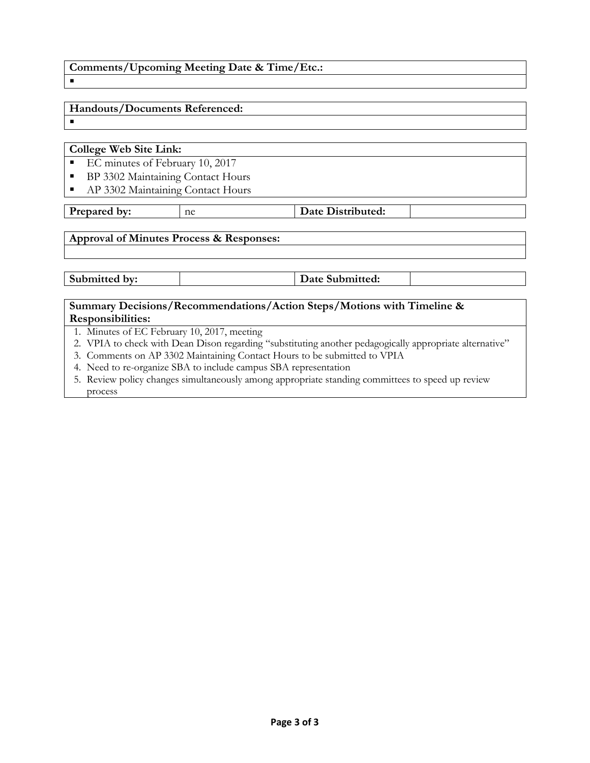**Comments/Upcoming Meeting Date & Time/Etc.:**

- 

**Handouts/Documents Referenced:**

- 

**College Web Site Link:**

- EC minutes of February 10, 2017
- BP 3302 Maintaining Contact Hours
- AP 3302 Maintaining Contact Hours

| | | | |
|---|---|---|---|
| **Prepared by:** | ne | **Date Distributed:** | |

**Approval of Minutes Process & Responses:**

| | | | |
|---|---|---|---|
| **Submitted by:** | | **Date Submitted:** | |

**Summary Decisions/Recommendations/Action Steps/Motions with Timeline & Responsibilities:**

1. Minutes of EC February 10, 2017, meeting
2. VPIA to check with Dean Dison regarding "substituting another pedagogically appropriate alternative"
3. Comments on AP 3302 Maintaining Contact Hours to be submitted to VPIA
4. Need to re-organize SBA to include campus SBA representation
5. Review policy changes simultaneously among appropriate standing committees to speed up review process